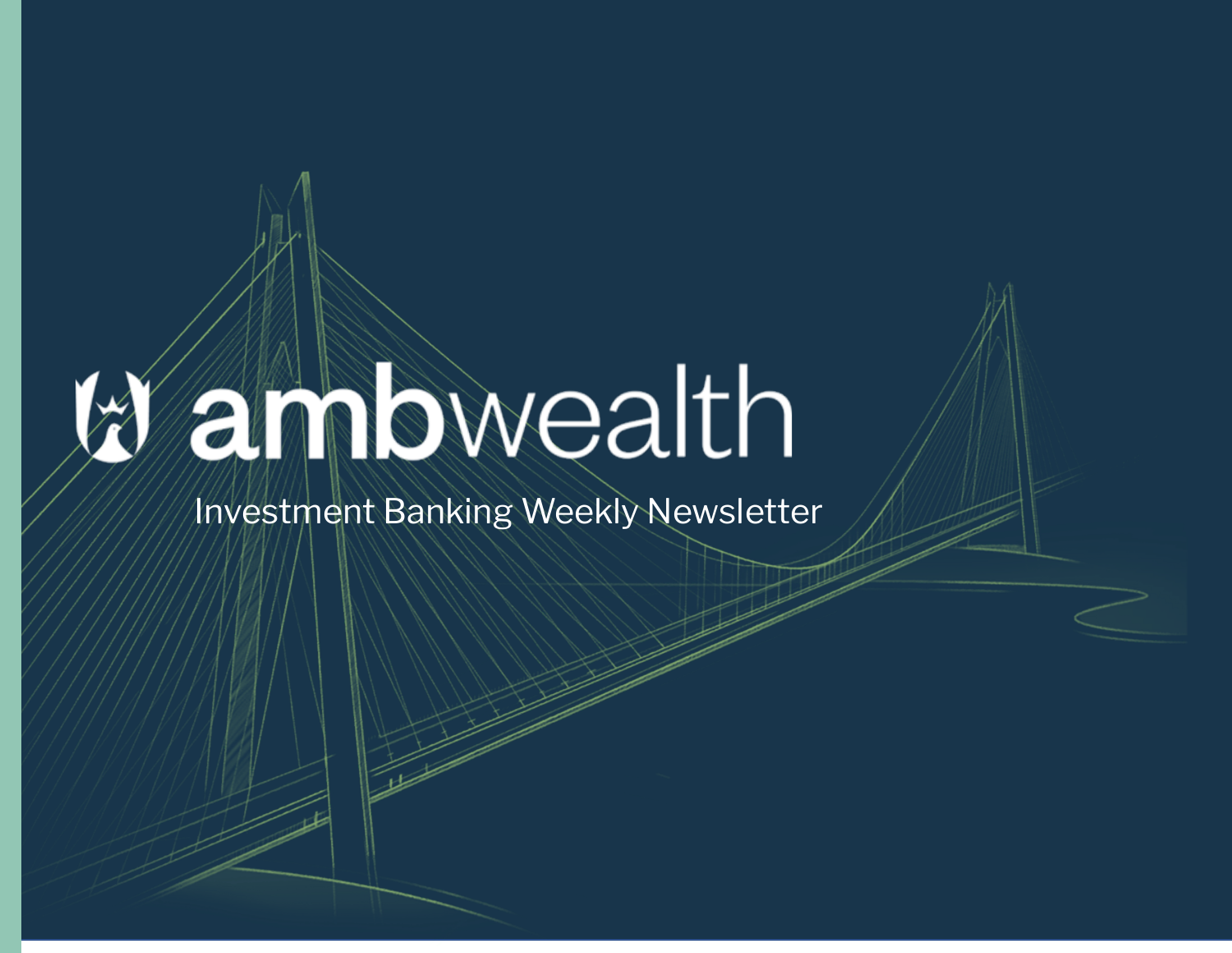# ambwealth

Investment Banking Weekly Newsletter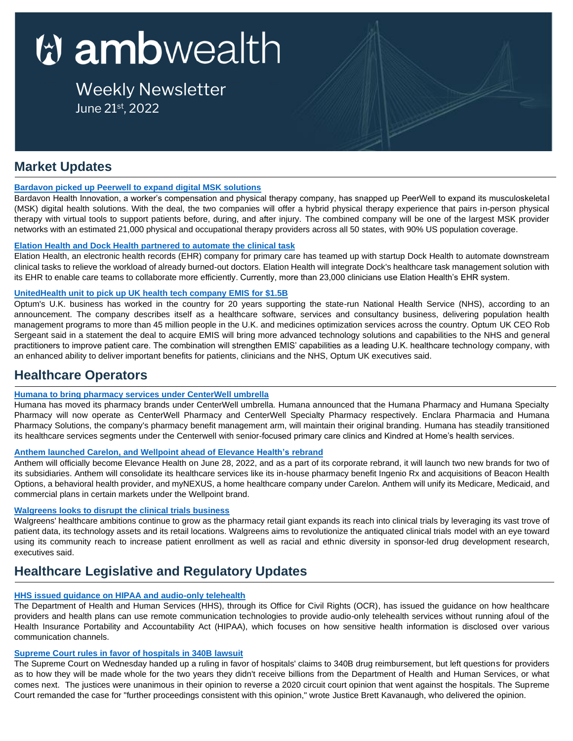# ambwealth

## Weekly Newsletter
June 21st, 2022

## Market Updates

**Bardavon picked up Peerwell to expand digital MSK solutions**

Bardavon Health Innovation, a worker's compensation and physical therapy company, has snapped up PeerWell to expand its musculoskeletal (MSK) digital health solutions. With the deal, the two companies will offer a hybrid physical therapy experience that pairs in-person physical therapy with virtual tools to support patients before, during, and after injury. The combined company will be one of the largest MSK provider networks with an estimated 21,000 physical and occupational therapy providers across all 50 states, with 90% US population coverage.

**Elation Health and Dock Health partnered to automate the clinical task**

Elation Health, an electronic health records (EHR) company for primary care has teamed up with startup Dock Health to automate downstream clinical tasks to relieve the workload of already burned-out doctors. Elation Health will integrate Dock's healthcare task management solution with its EHR to enable care teams to collaborate more efficiently. Currently, more than 23,000 clinicians use Elation Health's EHR system.

**UnitedHealth unit to pick up UK health tech company EMIS for $1.5B**

Optum's U.K. business has worked in the country for 20 years supporting the state-run National Health Service (NHS), according to an announcement. The company describes itself as a healthcare software, services and consultancy business, delivering population health management programs to more than 45 million people in the U.K. and medicines optimization services across the country. Optum UK CEO Rob Sergeant said in a statement the deal to acquire EMIS will bring more advanced technology solutions and capabilities to the NHS and general practitioners to improve patient care. The combination will strengthen EMIS' capabilities as a leading U.K. healthcare technology company, with an enhanced ability to deliver important benefits for patients, clinicians and the NHS, Optum UK executives said.

## Healthcare Operators

**Humana to bring pharmacy services under CenterWell umbrella**

Humana has moved its pharmacy brands under CenterWell umbrella. Humana announced that the Humana Pharmacy and Humana Specialty Pharmacy will now operate as CenterWell Pharmacy and CenterWell Specialty Pharmacy respectively. Enclara Pharmacia and Humana Pharmacy Solutions, the company's pharmacy benefit management arm, will maintain their original branding. Humana has steadily transitioned its healthcare services segments under the Centerwell with senior-focused primary care clinics and Kindred at Home's health services.

**Anthem launched Carelon, and Wellpoint ahead of Elevance Health's rebrand**

Anthem will officially become Elevance Health on June 28, 2022, and as a part of its corporate rebrand, it will launch two new brands for two of its subsidiaries. Anthem will consolidate its healthcare services like its in-house pharmacy benefit Ingenio Rx and acquisitions of Beacon Health Options, a behavioral health provider, and myNEXUS, a home healthcare company under Carelon. Anthem will unify its Medicare, Medicaid, and commercial plans in certain markets under the Wellpoint brand.

**Walgreens looks to disrupt the clinical trials business**

Walgreens' healthcare ambitions continue to grow as the pharmacy retail giant expands its reach into clinical trials by leveraging its vast trove of patient data, its technology assets and its retail locations. Walgreens aims to revolutionize the antiquated clinical trials model with an eye toward using its community reach to increase patient enrollment as well as racial and ethnic diversity in sponsor-led drug development research, executives said.

## Healthcare Legislative and Regulatory Updates

**HHS issued guidance on HIPAA and audio-only telehealth**

The Department of Health and Human Services (HHS), through its Office for Civil Rights (OCR), has issued the guidance on how healthcare providers and health plans can use remote communication technologies to provide audio-only telehealth services without running afoul of the Health Insurance Portability and Accountability Act (HIPAA), which focuses on how sensitive health information is disclosed over various communication channels.

**Supreme Court rules in favor of hospitals in 340B lawsuit**

The Supreme Court on Wednesday handed up a ruling in favor of hospitals' claims to 340B drug reimbursement, but left questions for providers as to how they will be made whole for the two years they didn't receive billions from the Department of Health and Human Services, or what comes next. The justices were unanimous in their opinion to reverse a 2020 circuit court opinion that went against the hospitals. The Supreme Court remanded the case for "further proceedings consistent with this opinion," wrote Justice Brett Kavanaugh, who delivered the opinion.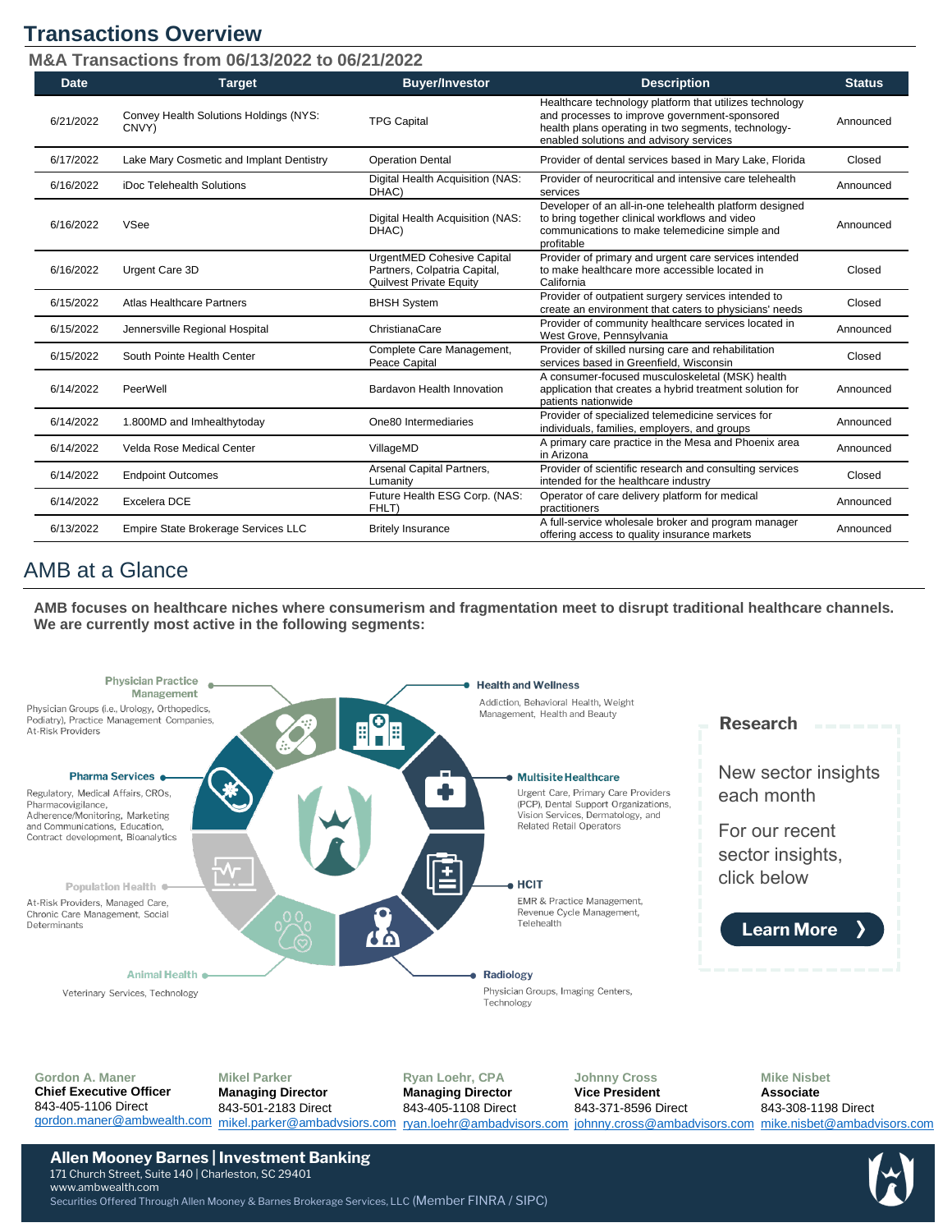# Transactions Overview

## M&A Transactions from 06/13/2022 to 06/21/2022

| Date | Target | Buyer/Investor | Description | Status |
|---|---|---|---|---|
| 6/21/2022 | Convey Health Solutions Holdings (NYS: CNVY) | TPG Capital | Healthcare technology platform that utilizes technology and processes to improve government-sponsored health plans operating in two segments, technology-enabled solutions and advisory services | Announced |
| 6/17/2022 | Lake Mary Cosmetic and Implant Dentistry | Operation Dental | Provider of dental services based in Mary Lake, Florida | Closed |
| 6/16/2022 | iDoc Telehealth Solutions | Digital Health Acquisition (NAS: DHAC) | Provider of neurocritical and intensive care telehealth services | Announced |
| 6/16/2022 | VSee | Digital Health Acquisition (NAS: DHAC) | Developer of an all-in-one telehealth platform designed to bring together clinical workflows and video communications to make telemedicine simple and profitable | Announced |
| 6/16/2022 | Urgent Care 3D | UrgentMED Cohesive Capital Partners, Colpatria Capital, Quilvest Private Equity | Provider of primary and urgent care services intended to make healthcare more accessible located in California | Closed |
| 6/15/2022 | Atlas Healthcare Partners | BHSH System | Provider of outpatient surgery services intended to create an environment that caters to physicians' needs | Closed |
| 6/15/2022 | Jennersville Regional Hospital | ChristianaCare | Provider of community healthcare services located in West Grove, Pennsylvania | Announced |
| 6/15/2022 | South Pointe Health Center | Complete Care Management, Peace Capital | Provider of skilled nursing care and rehabilitation services based in Greenfield, Wisconsin | Closed |
| 6/14/2022 | PeerWell | Bardavon Health Innovation | A consumer-focused musculoskeletal (MSK) health application that creates a hybrid treatment solution for patients nationwide | Announced |
| 6/14/2022 | 1.800MD and Imhealthytoday | One80 Intermediaries | Provider of specialized telemedicine services for individuals, families, employers, and groups | Announced |
| 6/14/2022 | Velda Rose Medical Center | VillageMD | A primary care practice in the Mesa and Phoenix area in Arizona | Announced |
| 6/14/2022 | Endpoint Outcomes | Arsenal Capital Partners, Lumanity | Provider of scientific research and consulting services intended for the healthcare industry | Closed |
| 6/14/2022 | Excelera DCE | Future Health ESG Corp. (NAS: FHLT) | Operator of care delivery platform for medical practitioners | Announced |
| 6/13/2022 | Empire State Brokerage Services LLC | Britely Insurance | A full-service wholesale broker and program manager offering access to quality insurance markets | Announced |

# AMB at a Glance

**AMB focuses on healthcare niches where consumerism and fragmentation meet to disrupt traditional healthcare channels. We are currently most active in the following segments:**

**Physician Practice Management**
Physician Groups (i.e., Urology, Orthopedics, Podiatry), Practice Management Companies, At-Risk Providers

**Health and Wellness**
Addiction, Behavioral Health, Weight Management, Health and Beauty

**Pharma Services**
Regulatory, Medical Affairs, CROs, Pharmacovigilance, Adherence/Monitoring, Marketing and Communications, Education, Contract development, Bioanalytics

**Multisite Healthcare**
Urgent Care, Primary Care Providers (PCP), Dental Support Organizations, Vision Services, Dermatology, and Related Retail Operators

**Population Health**
At-Risk Providers, Managed Care, Chronic Care Management, Social Determinants

**HCIT**
EMR & Practice Management, Revenue Cycle Management, Telehealth

**Animal Health**
Veterinary Services, Technology

**Radiology**
Physician Groups, Imaging Centers, Technology

**Research**

New sector insights each month

For our recent sector insights, click below

Learn More ❯

**Gordon A. Maner**
**Chief Executive Officer**
843-405-1106 Direct
gordon.maner@ambwealth.com

**Mikel Parker**
**Managing Director**
843-501-2183 Direct
mikel.parker@ambadvsiors.com

**Ryan Loehr, CPA**
**Managing Director**
843-405-1108 Direct
ryan.loehr@ambadvisors.com

**Johnny Cross**
**Vice President**
843-371-8596 Direct
johnny.cross@ambadvisors.com

**Mike Nisbet**
**Associate**
843-308-1198 Direct
mike.nisbet@ambadvisors.com

**Allen Mooney Barnes | Investment Banking**
171 Church Street, Suite 140 | Charleston, SC 29401
www.ambwealth.com
Securities Offered Through Allen Mooney & Barnes Brokerage Services, LLC (Member FINRA / SIPC)